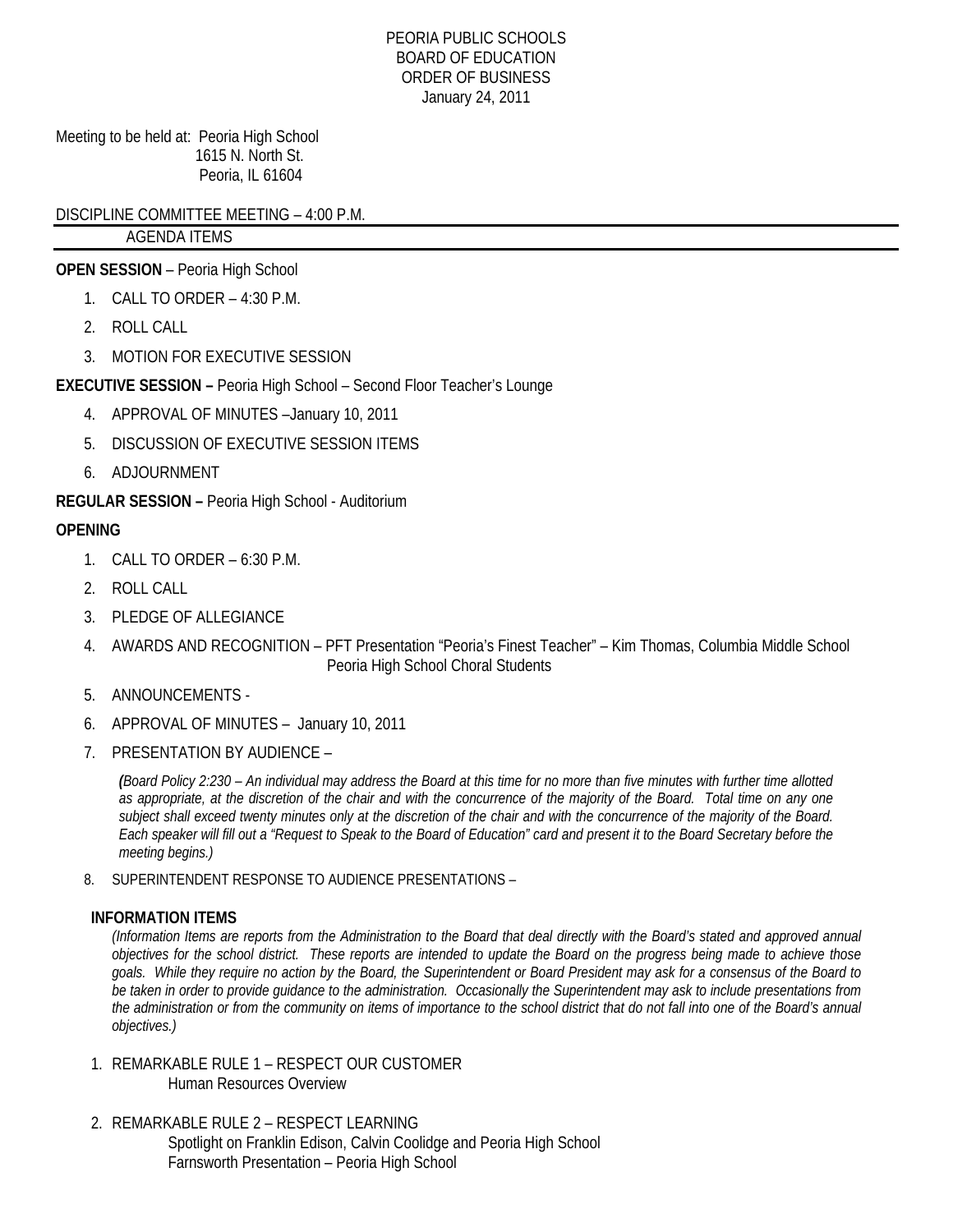PEORIA PUBLIC SCHOOLS
BOARD OF EDUCATION
ORDER OF BUSINESS
January 24, 2011

Meeting to be held at: Peoria High School
1615 N. North St.
Peoria, IL 61604

DISCIPLINE COMMITTEE MEETING – 4:00 P.M.

AGENDA ITEMS

**OPEN SESSION** – Peoria High School

1. CALL TO ORDER – 4:30 P.M.
2. ROLL CALL
3. MOTION FOR EXECUTIVE SESSION

**EXECUTIVE SESSION –** Peoria High School – Second Floor Teacher's Lounge

4. APPROVAL OF MINUTES –January 10, 2011
5. DISCUSSION OF EXECUTIVE SESSION ITEMS
6. ADJOURNMENT

**REGULAR SESSION –** Peoria High School - Auditorium

**OPENING**

1. CALL TO ORDER – 6:30 P.M.
2. ROLL CALL
3. PLEDGE OF ALLEGIANCE
4. AWARDS AND RECOGNITION – PFT Presentation "Peoria's Finest Teacher" – Kim Thomas, Columbia Middle School
   Peoria High School Choral Students
5. ANNOUNCEMENTS -
6. APPROVAL OF MINUTES – January 10, 2011
7. PRESENTATION BY AUDIENCE –

   *(Board Policy 2:230 – An individual may address the Board at this time for no more than five minutes with further time allotted as appropriate, at the discretion of the chair and with the concurrence of the majority of the Board. Total time on any one subject shall exceed twenty minutes only at the discretion of the chair and with the concurrence of the majority of the Board. Each speaker will fill out a "Request to Speak to the Board of Education" card and present it to the Board Secretary before the meeting begins.)*

8. SUPERINTENDENT RESPONSE TO AUDIENCE PRESENTATIONS –

**INFORMATION ITEMS**

*(Information Items are reports from the Administration to the Board that deal directly with the Board's stated and approved annual objectives for the school district. These reports are intended to update the Board on the progress being made to achieve those goals. While they require no action by the Board, the Superintendent or Board President may ask for a consensus of the Board to be taken in order to provide guidance to the administration. Occasionally the Superintendent may ask to include presentations from the administration or from the community on items of importance to the school district that do not fall into one of the Board's annual objectives.)*

1. REMARKABLE RULE 1 – RESPECT OUR CUSTOMER
   Human Resources Overview
2. REMARKABLE RULE 2 – RESPECT LEARNING
   Spotlight on Franklin Edison, Calvin Coolidge and Peoria High School
   Farnsworth Presentation – Peoria High School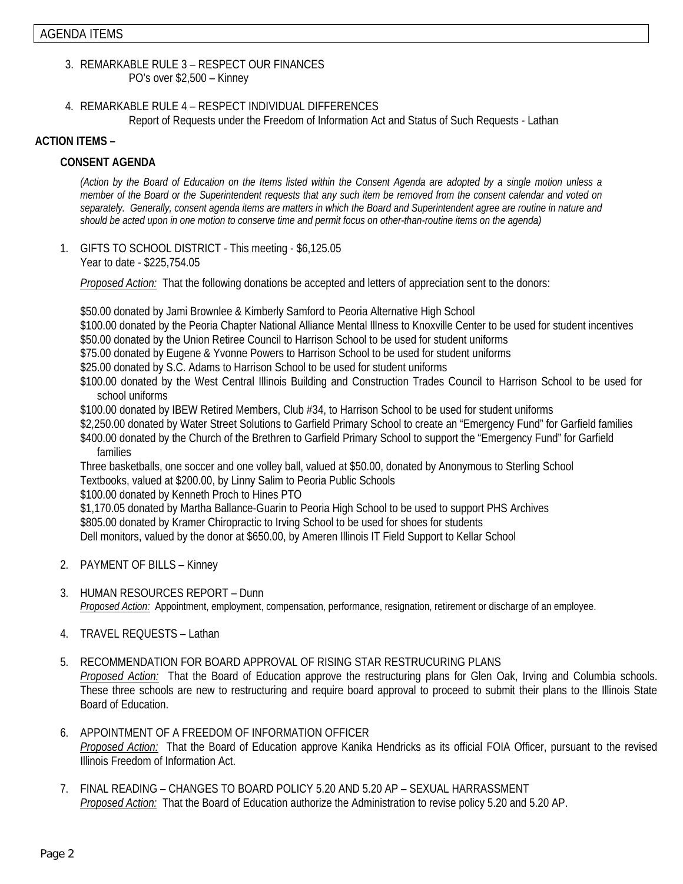## AGENDA ITEMS

3. REMARKABLE RULE 3 – RESPECT OUR FINANCES
   PO's over $2,500 – Kinney

4. REMARKABLE RULE 4 – RESPECT INDIVIDUAL DIFFERENCES
   Report of Requests under the Freedom of Information Act and Status of Such Requests - Lathan

**ACTION ITEMS –**

**CONSENT AGENDA**

*(Action by the Board of Education on the Items listed within the Consent Agenda are adopted by a single motion unless a member of the Board or the Superintendent requests that any such item be removed from the consent calendar and voted on separately. Generally, consent agenda items are matters in which the Board and Superintendent agree are routine in nature and should be acted upon in one motion to conserve time and permit focus on other-than-routine items on the agenda)*

1. GIFTS TO SCHOOL DISTRICT - This meeting - $6,125.05
   Year to date - $225,754.05

   *Proposed Action:* That the following donations be accepted and letters of appreciation sent to the donors:

   $50.00 donated by Jami Brownlee & Kimberly Samford to Peoria Alternative High School
   $100.00 donated by the Peoria Chapter National Alliance Mental Illness to Knoxville Center to be used for student incentives
   $50.00 donated by the Union Retiree Council to Harrison School to be used for student uniforms
   $75.00 donated by Eugene & Yvonne Powers to Harrison School to be used for student uniforms
   $25.00 donated by S.C. Adams to Harrison School to be used for student uniforms
   $100.00 donated by the West Central Illinois Building and Construction Trades Council to Harrison School to be used for school uniforms
   $100.00 donated by IBEW Retired Members, Club #34, to Harrison School to be used for student uniforms
   $2,250.00 donated by Water Street Solutions to Garfield Primary School to create an "Emergency Fund" for Garfield families
   $400.00 donated by the Church of the Brethren to Garfield Primary School to support the "Emergency Fund" for Garfield families
   Three basketballs, one soccer and one volley ball, valued at $50.00, donated by Anonymous to Sterling School
   Textbooks, valued at $200.00, by Linny Salim to Peoria Public Schools
   $100.00 donated by Kenneth Proch to Hines PTO
   $1,170.05 donated by Martha Ballance-Guarin to Peoria High School to be used to support PHS Archives
   $805.00 donated by Kramer Chiropractic to Irving School to be used for shoes for students
   Dell monitors, valued by the donor at $650.00, by Ameren Illinois IT Field Support to Kellar School

2. PAYMENT OF BILLS – Kinney

3. HUMAN RESOURCES REPORT – Dunn
   *Proposed Action:* Appointment, employment, compensation, performance, resignation, retirement or discharge of an employee.

4. TRAVEL REQUESTS – Lathan

5. RECOMMENDATION FOR BOARD APPROVAL OF RISING STAR RESTRUCURING PLANS
   *Proposed Action:* That the Board of Education approve the restructuring plans for Glen Oak, Irving and Columbia schools. These three schools are new to restructuring and require board approval to proceed to submit their plans to the Illinois State Board of Education.

6. APPOINTMENT OF A FREEDOM OF INFORMATION OFFICER
   *Proposed Action:* That the Board of Education approve Kanika Hendricks as its official FOIA Officer, pursuant to the revised Illinois Freedom of Information Act.

7. FINAL READING – CHANGES TO BOARD POLICY 5.20 AND 5.20 AP – SEXUAL HARRASSMENT
   *Proposed Action:* That the Board of Education authorize the Administration to revise policy 5.20 and 5.20 AP.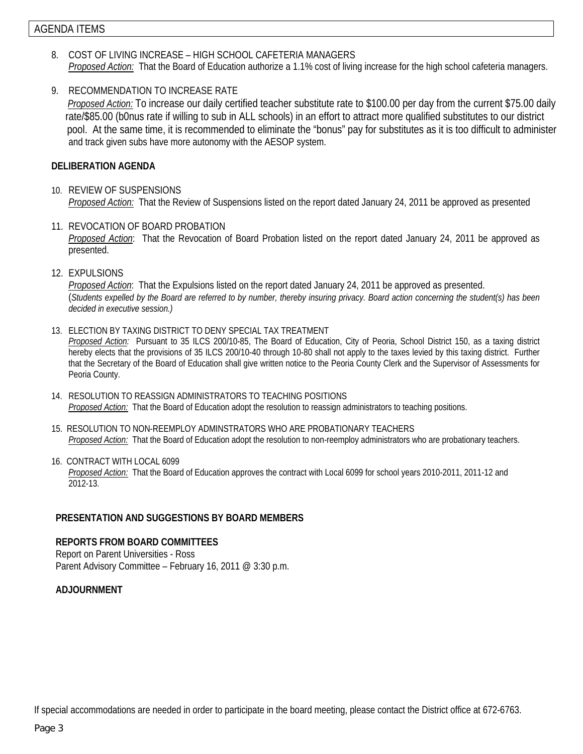AGENDA ITEMS

8. COST OF LIVING INCREASE – HIGH SCHOOL CAFETERIA MANAGERS
   *Proposed Action:* That the Board of Education authorize a 1.1% cost of living increase for the high school cafeteria managers.

9. RECOMMENDATION TO INCREASE RATE
   *Proposed Action:* To increase our daily certified teacher substitute rate to $100.00 per day from the current $75.00 daily rate/$85.00 (b0nus rate if willing to sub in ALL schools) in an effort to attract more qualified substitutes to our district pool. At the same time, it is recommended to eliminate the "bonus" pay for substitutes as it is too difficult to administer and track given subs have more autonomy with the AESOP system.

**DELIBERATION AGENDA**

10. REVIEW OF SUSPENSIONS
    *Proposed Action:* That the Review of Suspensions listed on the report dated January 24, 2011 be approved as presented

11. REVOCATION OF BOARD PROBATION
    *Proposed Action*: That the Revocation of Board Probation listed on the report dated January 24, 2011 be approved as presented.

12. EXPULSIONS
    *Proposed Action*: That the Expulsions listed on the report dated January 24, 2011 be approved as presented.
    (*Students expelled by the Board are referred to by number, thereby insuring privacy. Board action concerning the student(s) has been decided in executive session.)*

13. ELECTION BY TAXING DISTRICT TO DENY SPECIAL TAX TREATMENT
    *Proposed Action:* Pursuant to 35 ILCS 200/10-85, The Board of Education, City of Peoria, School District 150, as a taxing district hereby elects that the provisions of 35 ILCS 200/10-40 through 10-80 shall not apply to the taxes levied by this taxing district. Further that the Secretary of the Board of Education shall give written notice to the Peoria County Clerk and the Supervisor of Assessments for Peoria County.

14. RESOLUTION TO REASSIGN ADMINISTRATORS TO TEACHING POSITIONS
    *Proposed Action:* That the Board of Education adopt the resolution to reassign administrators to teaching positions.

15. RESOLUTION TO NON-REEMPLOY ADMINSTRATORS WHO ARE PROBATIONARY TEACHERS
    *Proposed Action:* That the Board of Education adopt the resolution to non-reemploy administrators who are probationary teachers.

16. CONTRACT WITH LOCAL 6099
    *Proposed Action:* That the Board of Education approves the contract with Local 6099 for school years 2010-2011, 2011-12 and 2012-13.

**PRESENTATION AND SUGGESTIONS BY BOARD MEMBERS**

**REPORTS FROM BOARD COMMITTEES**
Report on Parent Universities - Ross
Parent Advisory Committee – February 16, 2011 @ 3:30 p.m.

**ADJOURNMENT**

If special accommodations are needed in order to participate in the board meeting, please contact the District office at 672-6763.